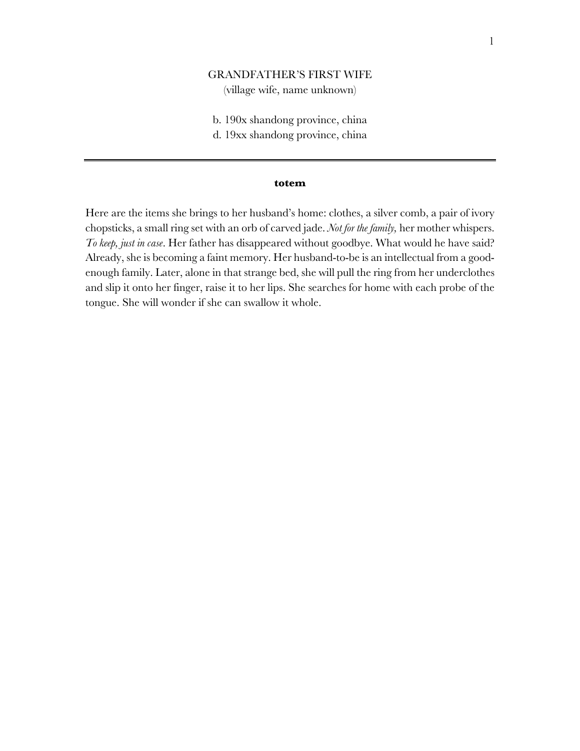# GRANDFATHER'S FIRST WIFE

(village wife, name unknown)

b. 190x shandong province, china
d. 19xx shandong province, china

---

**totem**

Here are the items she brings to her husband's home: clothes, a silver comb, a pair of ivory chopsticks, a small ring set with an orb of carved jade. *Not for the family,* her mother whispers. *To keep, just in case*. Her father has disappeared without goodbye. What would he have said? Already, she is becoming a faint memory. Her husband-to-be is an intellectual from a good-enough family. Later, alone in that strange bed, she will pull the ring from her underclothes and slip it onto her finger, raise it to her lips. She searches for home with each probe of the tongue. She will wonder if she can swallow it whole.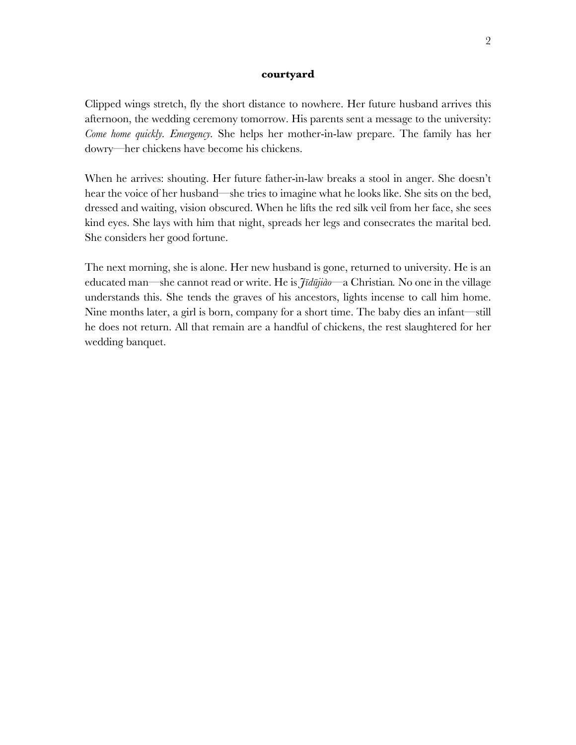## courtyard

Clipped wings stretch, fly the short distance to nowhere. Her future husband arrives this afternoon, the wedding ceremony tomorrow. His parents sent a message to the university: *Come home quickly. Emergency.* She helps her mother-in-law prepare. The family has her dowry—her chickens have become his chickens.

When he arrives: shouting. Her future father-in-law breaks a stool in anger. She doesn't hear the voice of her husband—she tries to imagine what he looks like. She sits on the bed, dressed and waiting, vision obscured. When he lifts the red silk veil from her face, she sees kind eyes. She lays with him that night, spreads her legs and consecrates the marital bed. She considers her good fortune.

The next morning, she is alone. Her new husband is gone, returned to university. He is an educated man—she cannot read or write. He is *Jīdūjiào*—a Christian. No one in the village understands this. She tends the graves of his ancestors, lights incense to call him home. Nine months later, a girl is born, company for a short time. The baby dies an infant—still he does not return. All that remain are a handful of chickens, the rest slaughtered for her wedding banquet.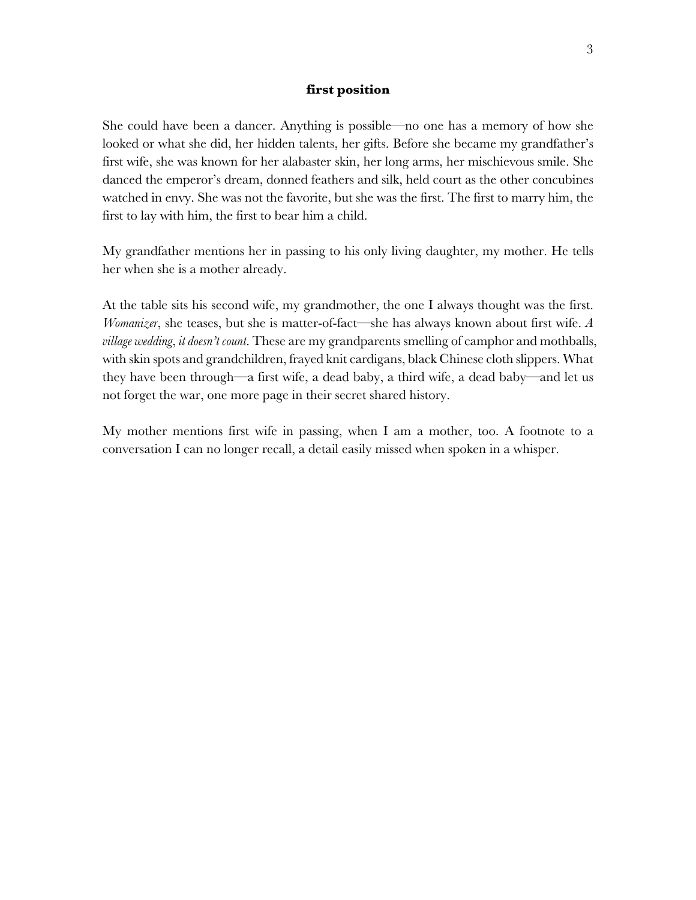## **first position**

She could have been a dancer. Anything is possible—no one has a memory of how she looked or what she did, her hidden talents, her gifts. Before she became my grandfather's first wife, she was known for her alabaster skin, her long arms, her mischievous smile. She danced the emperor's dream, donned feathers and silk, held court as the other concubines watched in envy. She was not the favorite, but she was the first. The first to marry him, the first to lay with him, the first to bear him a child.

My grandfather mentions her in passing to his only living daughter, my mother. He tells her when she is a mother already.

At the table sits his second wife, my grandmother, the one I always thought was the first. *Womanizer*, she teases, but she is matter-of-fact—she has always known about first wife. *A village wedding, it doesn't count.* These are my grandparents smelling of camphor and mothballs, with skin spots and grandchildren, frayed knit cardigans, black Chinese cloth slippers. What they have been through—a first wife, a dead baby, a third wife, a dead baby—and let us not forget the war, one more page in their secret shared history.

My mother mentions first wife in passing, when I am a mother, too. A footnote to a conversation I can no longer recall, a detail easily missed when spoken in a whisper.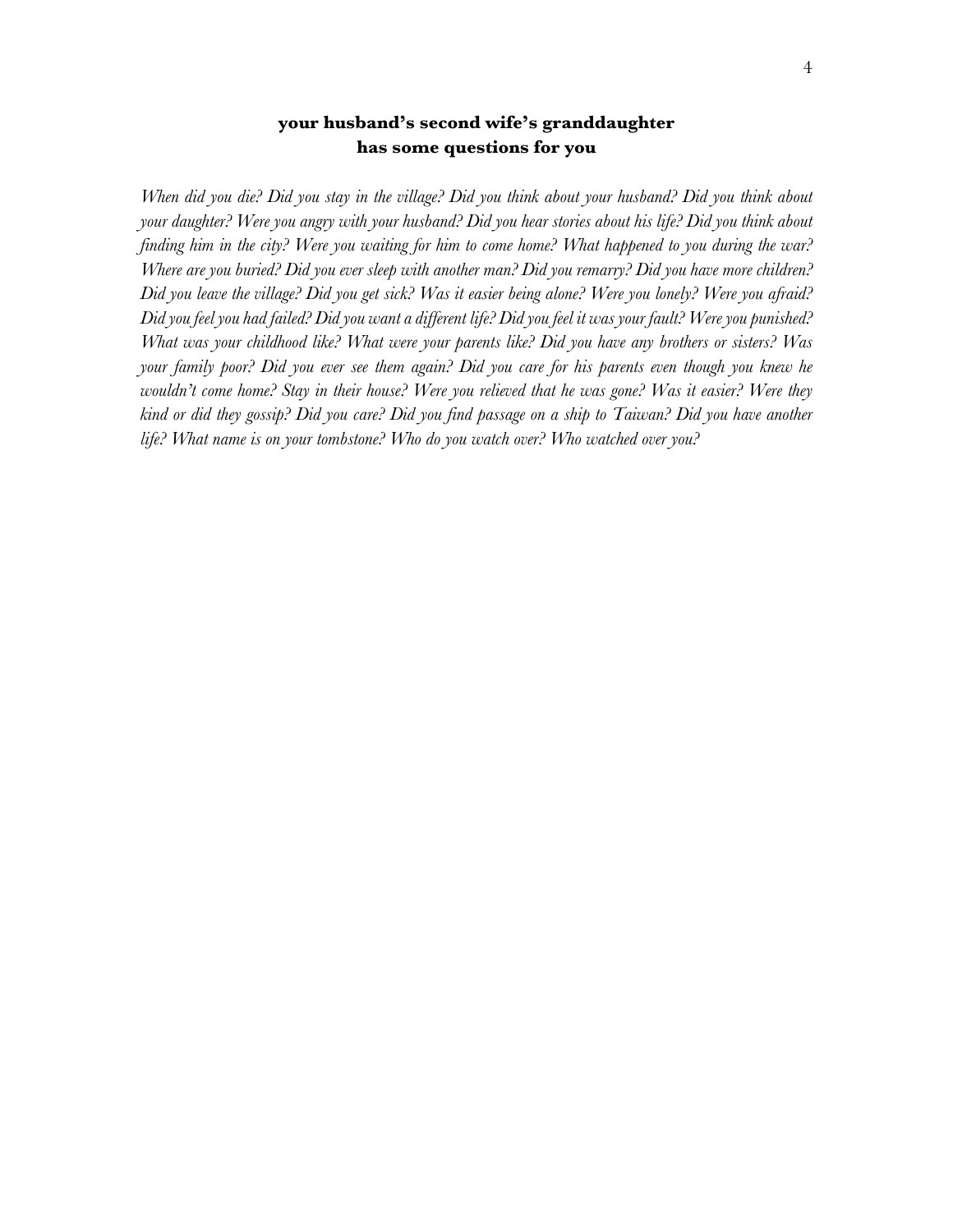## **your husband's second wife's granddaughter has some questions for you**

*When did you die? Did you stay in the village? Did you think about your husband? Did you think about your daughter? Were you angry with your husband? Did you hear stories about his life? Did you think about finding him in the city? Were you waiting for him to come home? What happened to you during the war? Where are you buried? Did you ever sleep with another man? Did you remarry? Did you have more children? Did you leave the village? Did you get sick? Was it easier being alone? Were you lonely? Were you afraid? Did you feel you had failed? Did you want a different life? Did you feel it was your fault? Were you punished? What was your childhood like? What were your parents like? Did you have any brothers or sisters? Was your family poor? Did you ever see them again? Did you care for his parents even though you knew he wouldn't come home? Stay in their house? Were you relieved that he was gone? Was it easier? Were they kind or did they gossip? Did you care? Did you find passage on a ship to Taiwan? Did you have another life? What name is on your tombstone? Who do you watch over? Who watched over you?*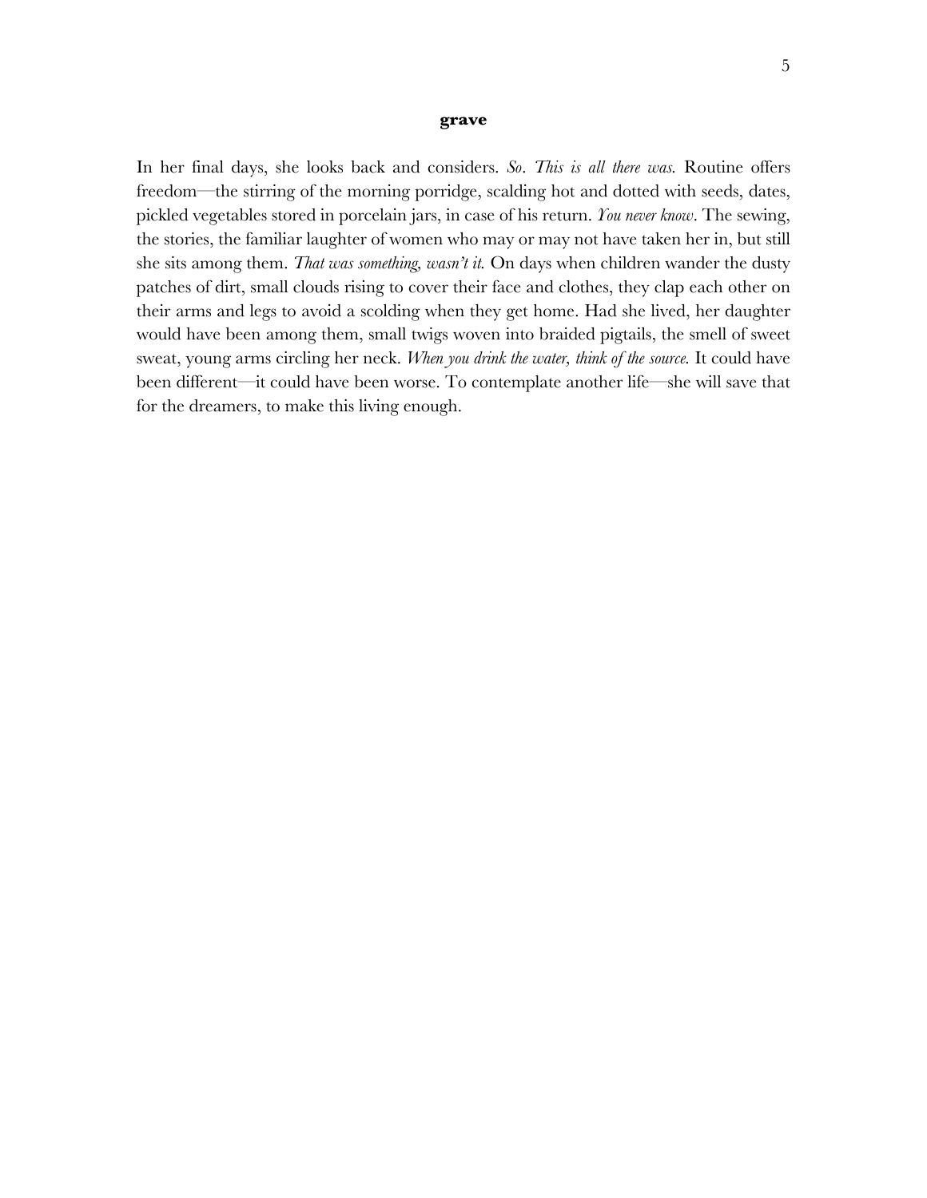**grave**

In her final days, she looks back and considers. *So. This is all there was.* Routine offers freedom—the stirring of the morning porridge, scalding hot and dotted with seeds, dates, pickled vegetables stored in porcelain jars, in case of his return. *You never know*. The sewing, the stories, the familiar laughter of women who may or may not have taken her in, but still she sits among them. *That was something, wasn't it.* On days when children wander the dusty patches of dirt, small clouds rising to cover their face and clothes, they clap each other on their arms and legs to avoid a scolding when they get home. Had she lived, her daughter would have been among them, small twigs woven into braided pigtails, the smell of sweet sweat, young arms circling her neck. *When you drink the water, think of the source.* It could have been different—it could have been worse. To contemplate another life—she will save that for the dreamers, to make this living enough.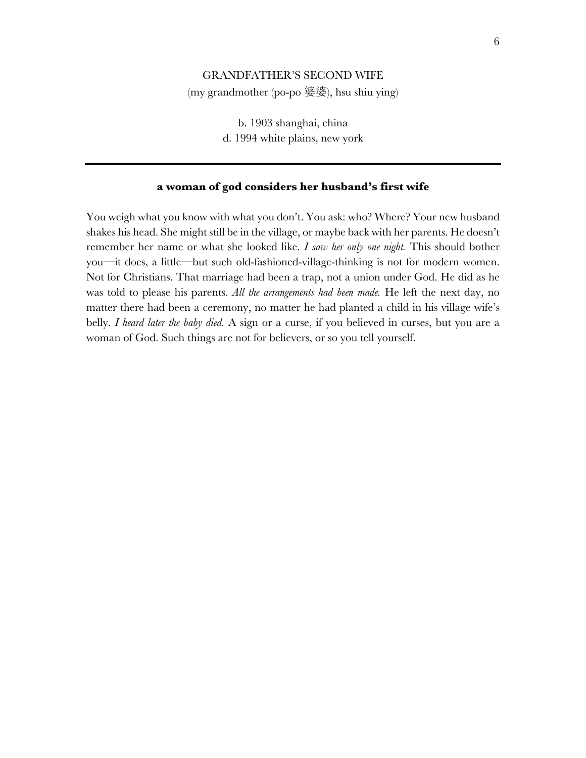GRANDFATHER'S SECOND WIFE

(my grandmother (po-po 婆婆), hsu shiu ying)

b. 1903 shanghai, china

d. 1994 white plains, new york

---

**a woman of god considers her husband's first wife**

You weigh what you know with what you don't. You ask: who? Where? Your new husband shakes his head. She might still be in the village, or maybe back with her parents. He doesn't remember her name or what she looked like. *I saw her only one night.* This should bother you—it does, a little—but such old-fashioned-village-thinking is not for modern women. Not for Christians. That marriage had been a trap, not a union under God. He did as he was told to please his parents. *All the arrangements had been made.* He left the next day, no matter there had been a ceremony, no matter he had planted a child in his village wife's belly. *I heard later the baby died.* A sign or a curse, if you believed in curses, but you are a woman of God. Such things are not for believers, or so you tell yourself.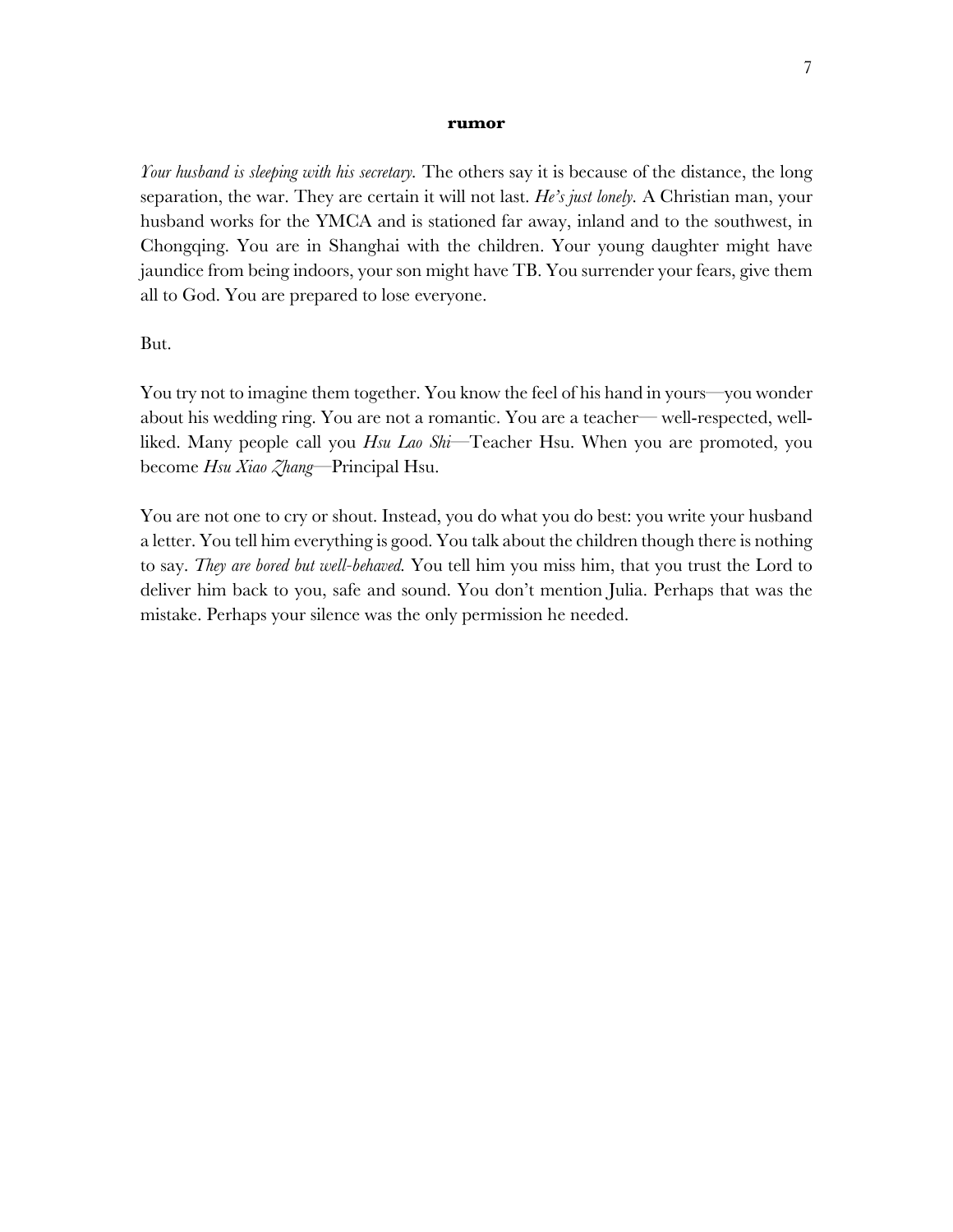**rumor**

*Your husband is sleeping with his secretary.* The others say it is because of the distance, the long separation, the war. They are certain it will not last. *He's just lonely.* A Christian man, your husband works for the YMCA and is stationed far away, inland and to the southwest, in Chongqing. You are in Shanghai with the children. Your young daughter might have jaundice from being indoors, your son might have TB. You surrender your fears, give them all to God. You are prepared to lose everyone.

But.

You try not to imagine them together. You know the feel of his hand in yours—you wonder about his wedding ring. You are not a romantic. You are a teacher— well-respected, well-liked. Many people call you *Hsu Lao Shi*—Teacher Hsu. When you are promoted, you become *Hsu Xiao Zhang*—Principal Hsu.

You are not one to cry or shout. Instead, you do what you do best: you write your husband a letter. You tell him everything is good. You talk about the children though there is nothing to say. *They are bored but well-behaved.* You tell him you miss him, that you trust the Lord to deliver him back to you, safe and sound. You don't mention Julia. Perhaps that was the mistake. Perhaps your silence was the only permission he needed.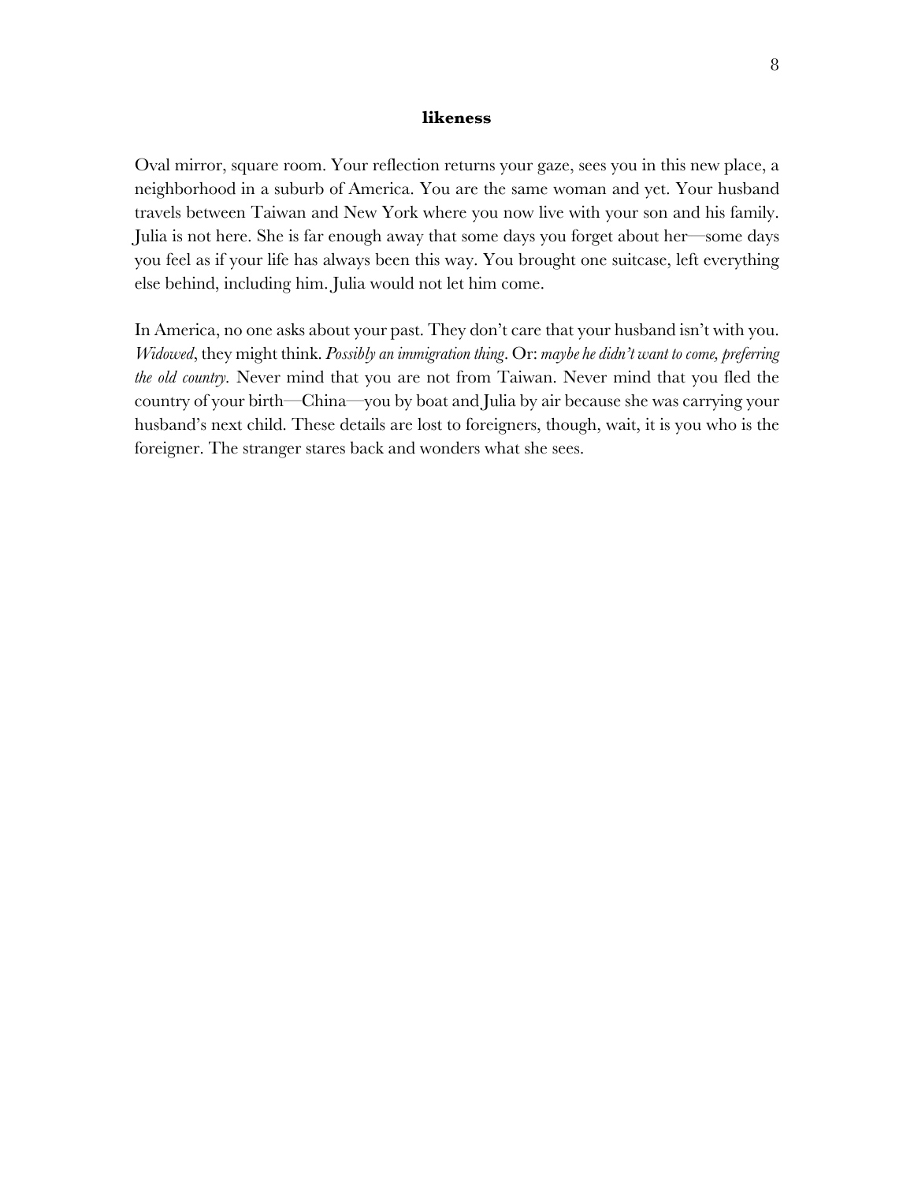## likeness

Oval mirror, square room. Your reflection returns your gaze, sees you in this new place, a neighborhood in a suburb of America. You are the same woman and yet. Your husband travels between Taiwan and New York where you now live with your son and his family. Julia is not here. She is far enough away that some days you forget about her—some days you feel as if your life has always been this way. You brought one suitcase, left everything else behind, including him. Julia would not let him come.

In America, no one asks about your past. They don't care that your husband isn't with you. *Widowed*, they might think. *Possibly an immigration thing*. Or: *maybe he didn't want to come, preferring the old country*. Never mind that you are not from Taiwan. Never mind that you fled the country of your birth—China—you by boat and Julia by air because she was carrying your husband's next child. These details are lost to foreigners, though, wait, it is you who is the foreigner. The stranger stares back and wonders what she sees.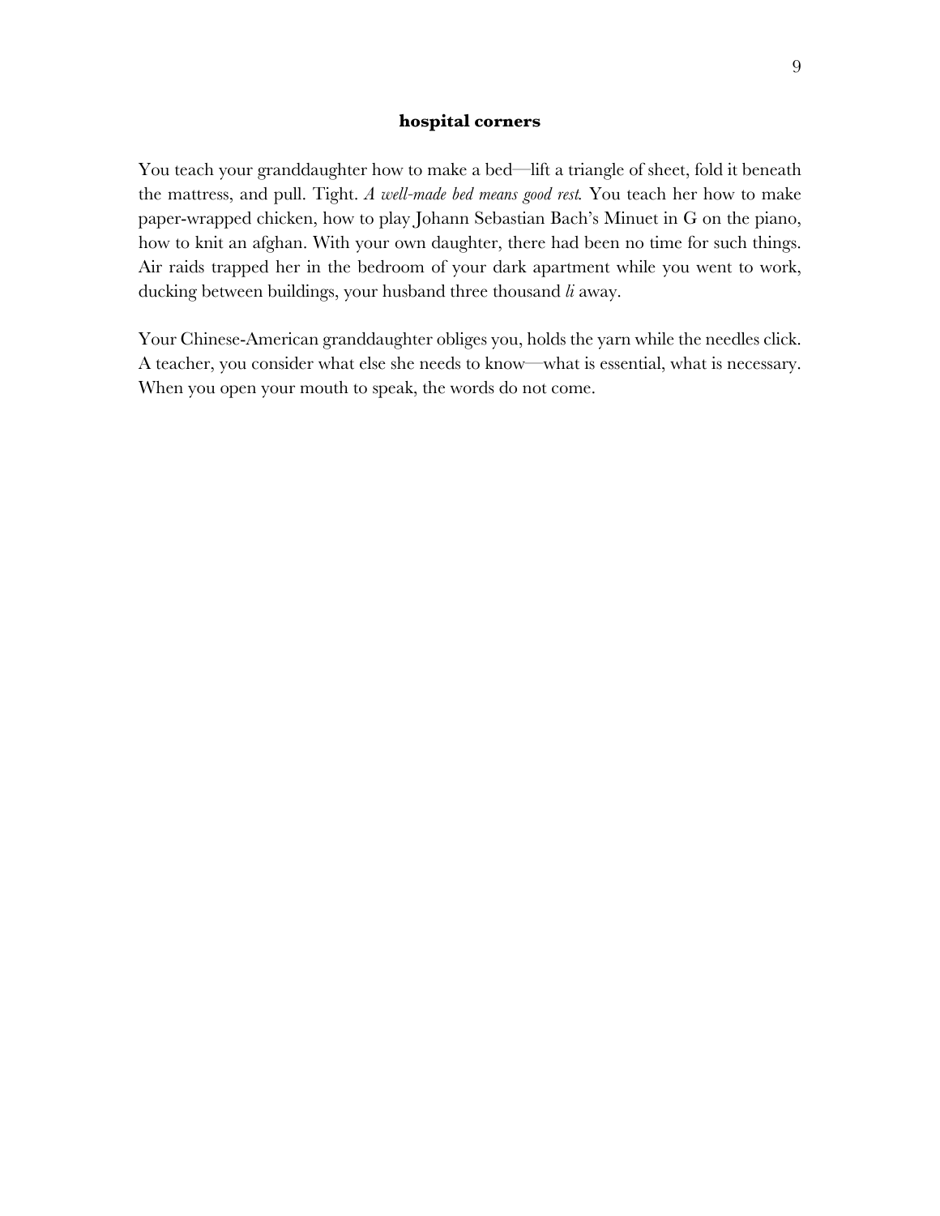### **hospital corners**

You teach your granddaughter how to make a bed—lift a triangle of sheet, fold it beneath the mattress, and pull. Tight. *A well-made bed means good rest.* You teach her how to make paper-wrapped chicken, how to play Johann Sebastian Bach's Minuet in G on the piano, how to knit an afghan. With your own daughter, there had been no time for such things. Air raids trapped her in the bedroom of your dark apartment while you went to work, ducking between buildings, your husband three thousand *li* away.

Your Chinese-American granddaughter obliges you, holds the yarn while the needles click. A teacher, you consider what else she needs to know—what is essential, what is necessary. When you open your mouth to speak, the words do not come.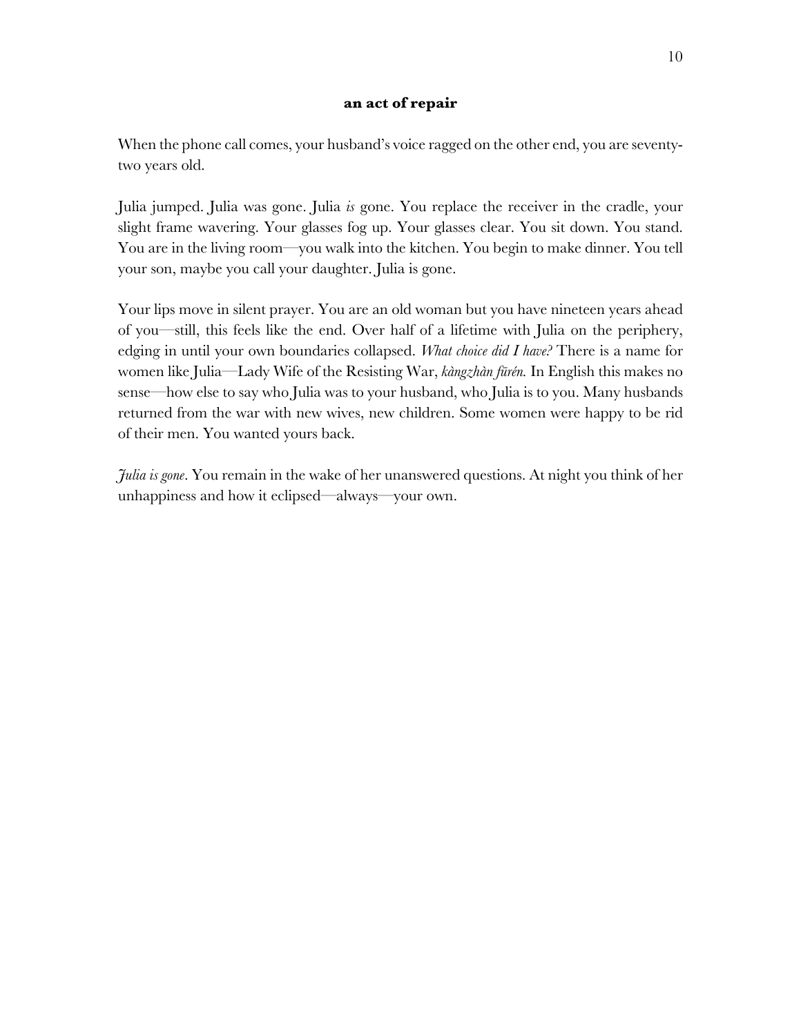**an act of repair**

When the phone call comes, your husband's voice ragged on the other end, you are seventy-two years old.

Julia jumped. Julia was gone. Julia *is* gone. You replace the receiver in the cradle, your slight frame wavering. Your glasses fog up. Your glasses clear. You sit down. You stand. You are in the living room—you walk into the kitchen. You begin to make dinner. You tell your son, maybe you call your daughter. Julia is gone.

Your lips move in silent prayer. You are an old woman but you have nineteen years ahead of you—still, this feels like the end. Over half of a lifetime with Julia on the periphery, edging in until your own boundaries collapsed. *What choice did I have?* There is a name for women like Julia—Lady Wife of the Resisting War, *kàngzhàn fūrén.* In English this makes no sense—how else to say who Julia was to your husband, who Julia is to you. Many husbands returned from the war with new wives, new children. Some women were happy to be rid of their men. You wanted yours back.

*Julia is gone*. You remain in the wake of her unanswered questions. At night you think of her unhappiness and how it eclipsed—always—your own.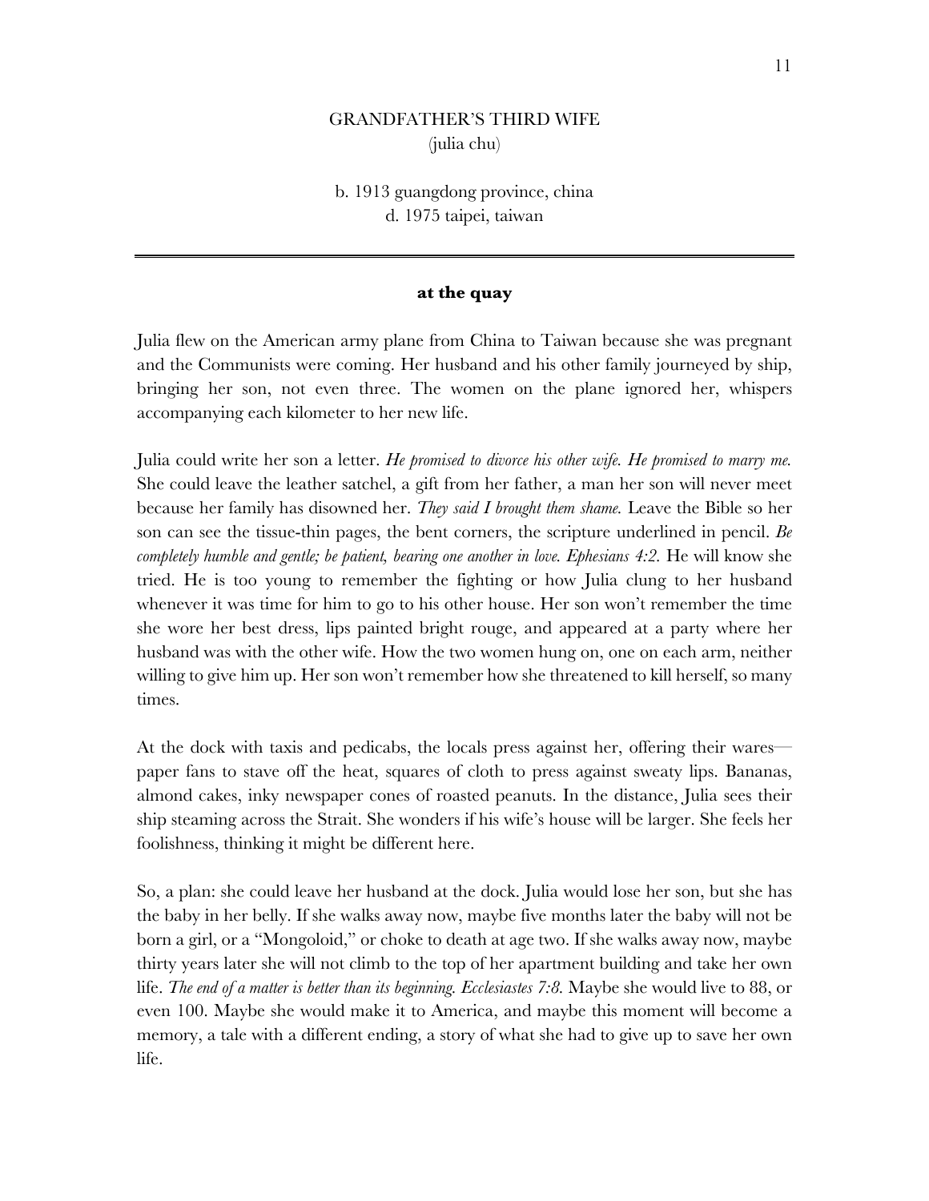# GRANDFATHER'S THIRD WIFE

(julia chu)

b. 1913 guangdong province, china
d. 1975 taipei, taiwan

---

## at the quay

Julia flew on the American army plane from China to Taiwan because she was pregnant and the Communists were coming. Her husband and his other family journeyed by ship, bringing her son, not even three. The women on the plane ignored her, whispers accompanying each kilometer to her new life.

Julia could write her son a letter. *He promised to divorce his other wife. He promised to marry me.* She could leave the leather satchel, a gift from her father, a man her son will never meet because her family has disowned her. *They said I brought them shame.* Leave the Bible so her son can see the tissue-thin pages, the bent corners, the scripture underlined in pencil. *Be completely humble and gentle; be patient, bearing one another in love. Ephesians 4:2.* He will know she tried. He is too young to remember the fighting or how Julia clung to her husband whenever it was time for him to go to his other house. Her son won't remember the time she wore her best dress, lips painted bright rouge, and appeared at a party where her husband was with the other wife. How the two women hung on, one on each arm, neither willing to give him up. Her son won't remember how she threatened to kill herself, so many times.

At the dock with taxis and pedicabs, the locals press against her, offering their wares—paper fans to stave off the heat, squares of cloth to press against sweaty lips. Bananas, almond cakes, inky newspaper cones of roasted peanuts. In the distance, Julia sees their ship steaming across the Strait. She wonders if his wife's house will be larger. She feels her foolishness, thinking it might be different here.

So, a plan: she could leave her husband at the dock. Julia would lose her son, but she has the baby in her belly. If she walks away now, maybe five months later the baby will not be born a girl, or a "Mongoloid," or choke to death at age two. If she walks away now, maybe thirty years later she will not climb to the top of her apartment building and take her own life. *The end of a matter is better than its beginning. Ecclesiastes 7:8.* Maybe she would live to 88, or even 100. Maybe she would make it to America, and maybe this moment will become a memory, a tale with a different ending, a story of what she had to give up to save her own life.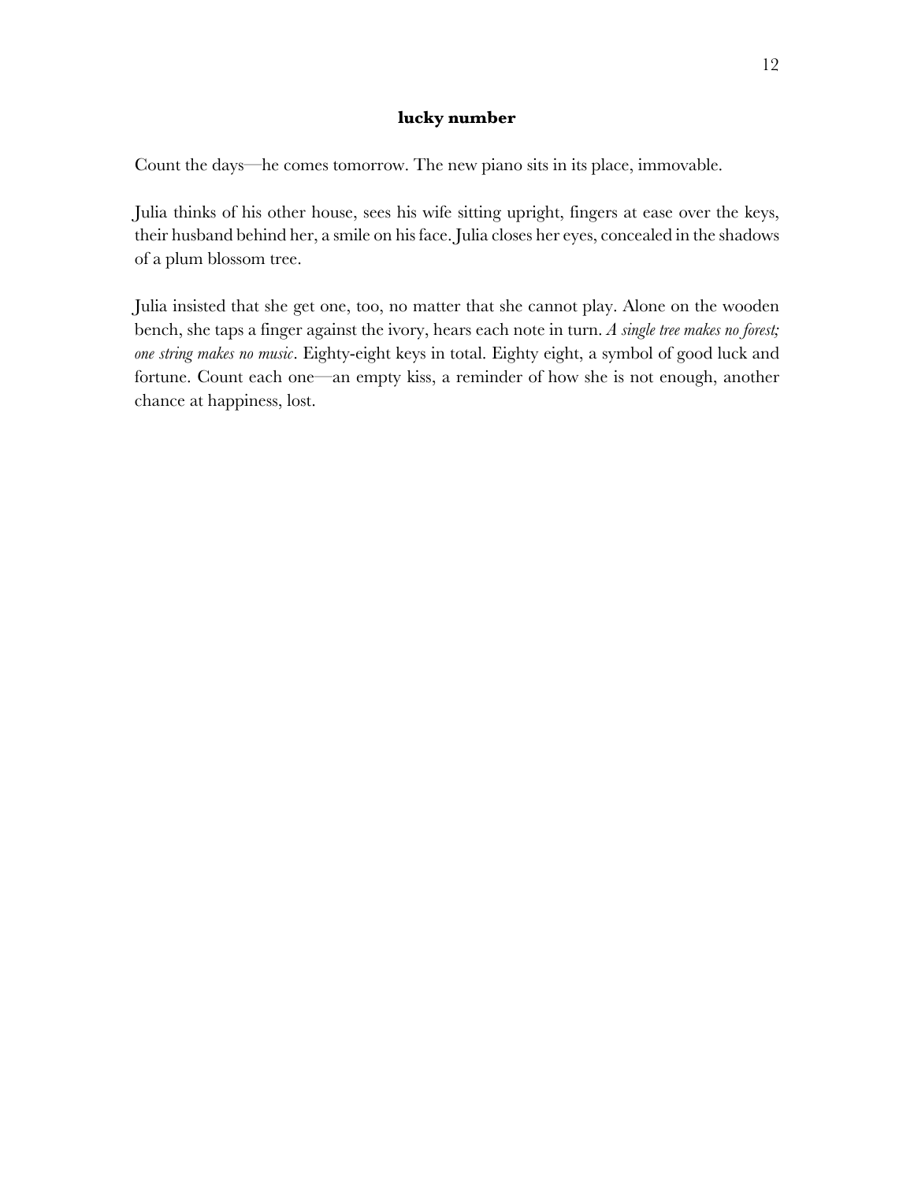**lucky number**

Count the days—he comes tomorrow. The new piano sits in its place, immovable.

Julia thinks of his other house, sees his wife sitting upright, fingers at ease over the keys, their husband behind her, a smile on his face. Julia closes her eyes, concealed in the shadows of a plum blossom tree.

Julia insisted that she get one, too, no matter that she cannot play. Alone on the wooden bench, she taps a finger against the ivory, hears each note in turn. *A single tree makes no forest; one string makes no music*. Eighty-eight keys in total. Eighty eight, a symbol of good luck and fortune. Count each one—an empty kiss, a reminder of how she is not enough, another chance at happiness, lost.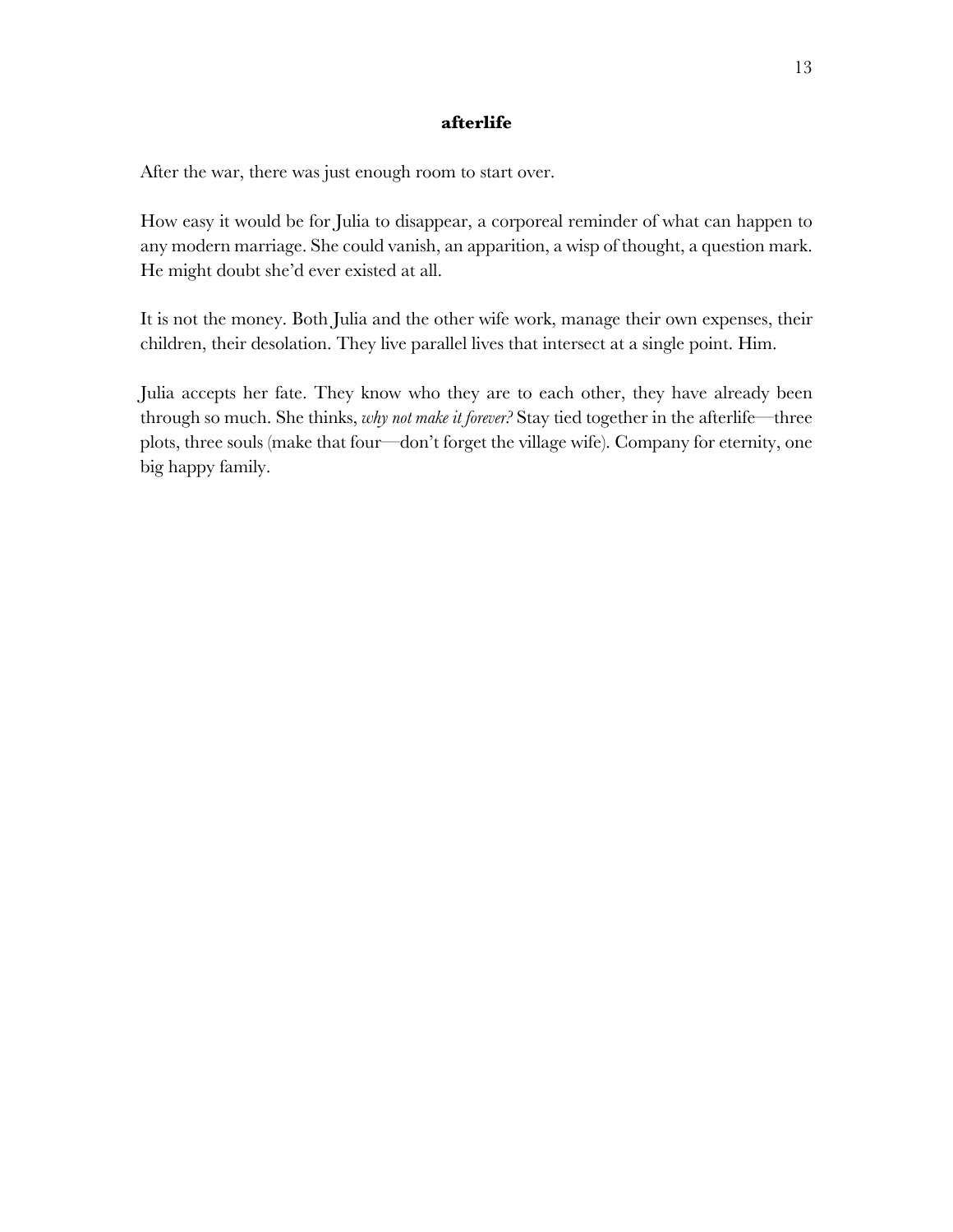**afterlife**

After the war, there was just enough room to start over.

How easy it would be for Julia to disappear, a corporeal reminder of what can happen to any modern marriage. She could vanish, an apparition, a wisp of thought, a question mark. He might doubt she'd ever existed at all.

It is not the money. Both Julia and the other wife work, manage their own expenses, their children, their desolation. They live parallel lives that intersect at a single point. Him.

Julia accepts her fate. They know who they are to each other, they have already been through so much. She thinks, *why not make it forever?* Stay tied together in the afterlife—three plots, three souls (make that four—don't forget the village wife). Company for eternity, one big happy family.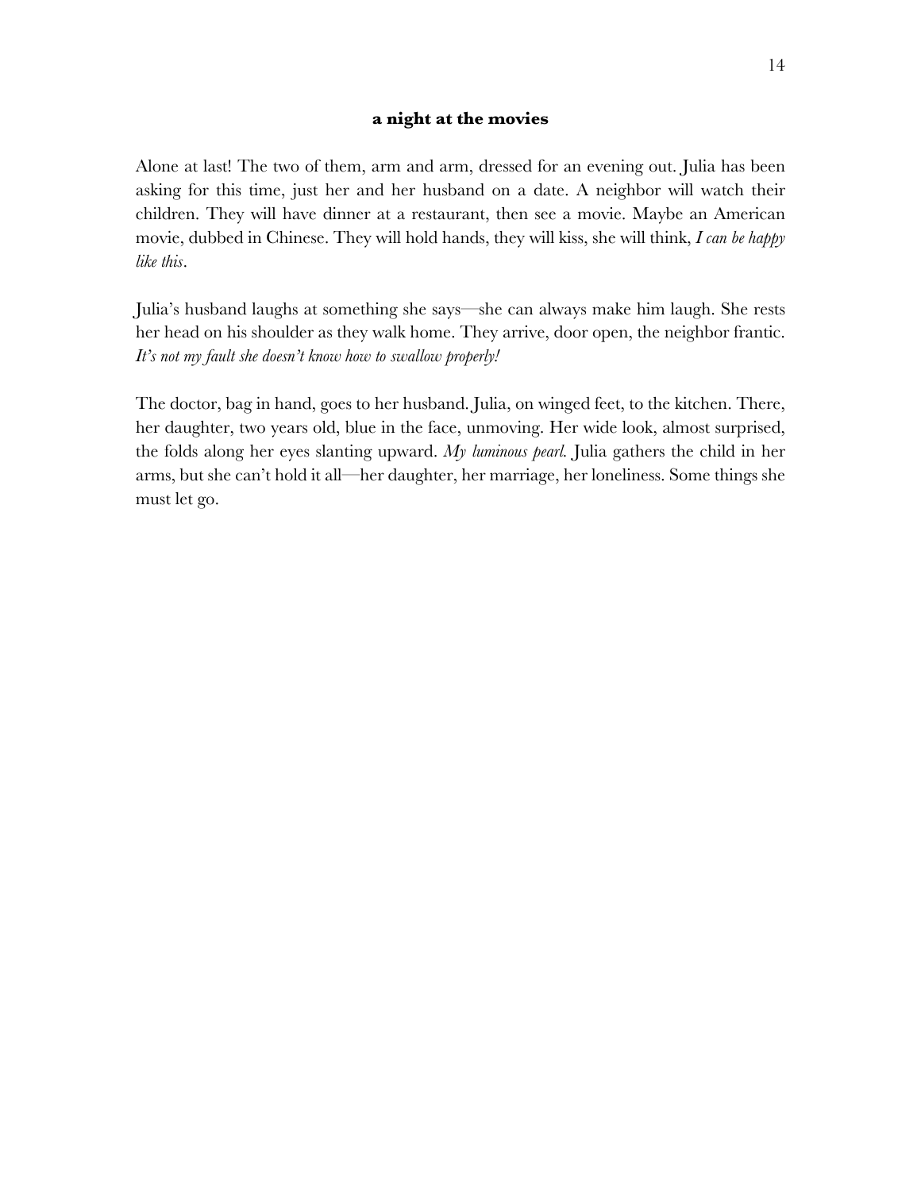### **a night at the movies**

Alone at last! The two of them, arm and arm, dressed for an evening out. Julia has been asking for this time, just her and her husband on a date. A neighbor will watch their children. They will have dinner at a restaurant, then see a movie. Maybe an American movie, dubbed in Chinese. They will hold hands, they will kiss, she will think, *I can be happy like this*.

Julia's husband laughs at something she says—she can always make him laugh. She rests her head on his shoulder as they walk home. They arrive, door open, the neighbor frantic. *It's not my fault she doesn't know how to swallow properly!*

The doctor, bag in hand, goes to her husband. Julia, on winged feet, to the kitchen. There, her daughter, two years old, blue in the face, unmoving. Her wide look, almost surprised, the folds along her eyes slanting upward. *My luminous pearl.* Julia gathers the child in her arms, but she can't hold it all—her daughter, her marriage, her loneliness. Some things she must let go.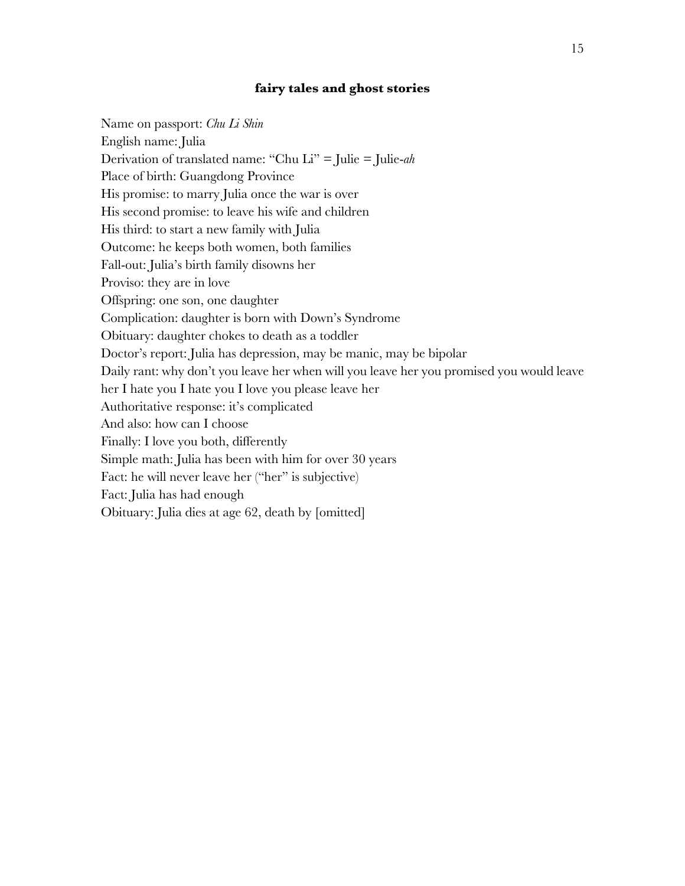**fairy tales and ghost stories**

Name on passport: *Chu Li Shin*
English name: Julia
Derivation of translated name: "Chu Li" = Julie = Julie-*ah*
Place of birth: Guangdong Province
His promise: to marry Julia once the war is over
His second promise: to leave his wife and children
His third: to start a new family with Julia
Outcome: he keeps both women, both families
Fall-out: Julia's birth family disowns her
Proviso: they are in love
Offspring: one son, one daughter
Complication: daughter is born with Down's Syndrome
Obituary: daughter chokes to death as a toddler
Doctor's report: Julia has depression, may be manic, may be bipolar
Daily rant: why don't you leave her when will you leave her you promised you would leave her I hate you I hate you I love you please leave her
Authoritative response: it's complicated
And also: how can I choose
Finally: I love you both, differently
Simple math: Julia has been with him for over 30 years
Fact: he will never leave her ("her" is subjective)
Fact: Julia has had enough
Obituary: Julia dies at age 62, death by [omitted]